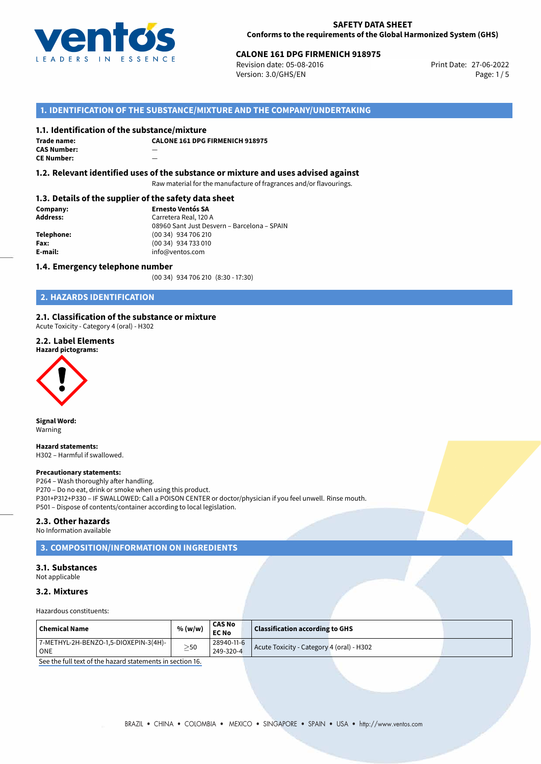# SAFETY DATA SHEET

**Conforms to the requirements of the Global Harmonized System (GHS)**

**CALONE 161 DPG FIRMENICH 918975**

Revision date: 05-08-2016
Version: 3.0/GHS/EN
Print Date: 27-06-2022

## 1. IDENTIFICATION OF THE SUBSTANCE/MIXTURE AND THE COMPANY/UNDERTAKING

### 1.1. Identification of the substance/mixture

**Trade name:** CALONE 161 DPG FIRMENICH 918975
**CAS Number:** —
**CE Number:** —

### 1.2. Relevant identified uses of the substance or mixture and uses advised against

Raw material for the manufacture of fragrances and/or flavourings.

### 1.3. Details of the supplier of the safety data sheet

**Company:** Ernesto Ventós SA
**Address:** Carretera Real, 120 A
08960 Sant Just Desvern – Barcelona – SPAIN
**Telephone:** (00 34) 934 706 210
**Fax:** (00 34) 934 733 010
**E-mail:** info@ventos.com

### 1.4. Emergency telephone number

(00 34) 934 706 210 (8:30 - 17:30)

## 2. HAZARDS IDENTIFICATION

### 2.1. Classification of the substance or mixture

Acute Toxicity - Category 4 (oral) - H302

### 2.2. Label Elements

**Hazard pictograms:**

**Signal Word:**
Warning

**Hazard statements:**
H302 – Harmful if swallowed.

**Precautionary statements:**
P264 – Wash thoroughly after handling.
P270 – Do no eat, drink or smoke when using this product.
P301+P312+P330 – IF SWALLOWED: Call a POISON CENTER or doctor/physician if you feel unwell. Rinse mouth.
P501 – Dispose of contents/container according to local legislation.

### 2.3. Other hazards

No Information available

## 3. COMPOSITION/INFORMATION ON INGREDIENTS

### 3.1. Substances

Not applicable

### 3.2. Mixtures

Hazardous constituents:

| Chemical Name | % (w/w) | CAS No<br>EC No | Classification according to GHS |
|---|---|---|---|
| 7-METHYL-2H-BENZO-1,5-DIOXEPIN-3(4H)-ONE | $\geq$50 | 28940-11-6<br>249-320-4 | Acute Toxicity - Category 4 (oral) - H302 |

See the full text of the hazard statements in section 16.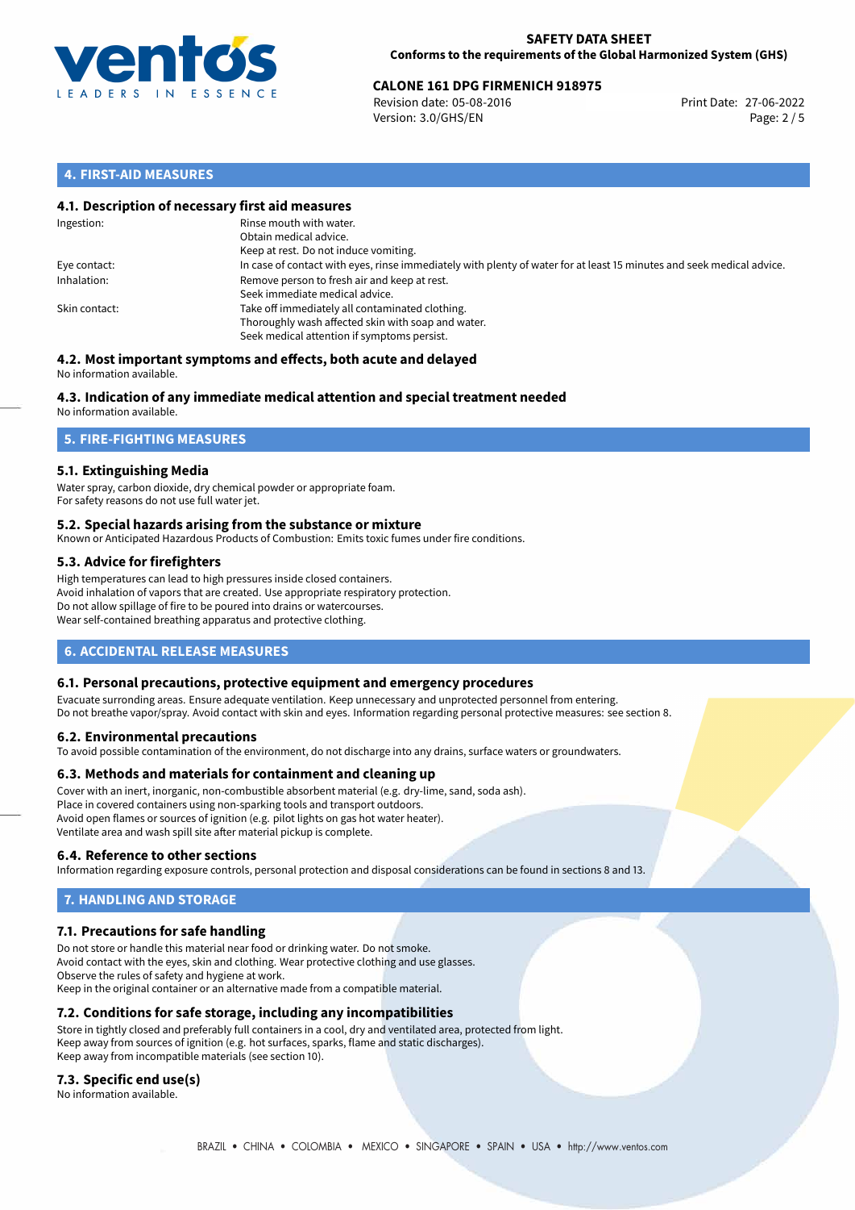## 4. FIRST-AID MEASURES

### 4.1. Description of necessary first aid measures

| | |
|---|---|
| Ingestion: | Rinse mouth with water.<br>Obtain medical advice.<br>Keep at rest. Do not induce vomiting. |
| Eye contact: | In case of contact with eyes, rinse immediately with plenty of water for at least 15 minutes and seek medical advice. |
| Inhalation: | Remove person to fresh air and keep at rest.<br>Seek immediate medical advice. |
| Skin contact: | Take off immediately all contaminated clothing.<br>Thoroughly wash affected skin with soap and water.<br>Seek medical attention if symptoms persist. |

### 4.2. Most important symptoms and effects, both acute and delayed

No information available.

### 4.3. Indication of any immediate medical attention and special treatment needed

No information available.

## 5. FIRE-FIGHTING MEASURES

### 5.1. Extinguishing Media

Water spray, carbon dioxide, dry chemical powder or appropriate foam.
For safety reasons do not use full water jet.

### 5.2. Special hazards arising from the substance or mixture

Known or Anticipated Hazardous Products of Combustion: Emits toxic fumes under fire conditions.

### 5.3. Advice for firefighters

High temperatures can lead to high pressures inside closed containers.
Avoid inhalation of vapors that are created. Use appropriate respiratory protection.
Do not allow spillage of fire to be poured into drains or watercourses.
Wear self-contained breathing apparatus and protective clothing.

## 6. ACCIDENTAL RELEASE MEASURES

### 6.1. Personal precautions, protective equipment and emergency procedures

Evacuate surronding areas. Ensure adequate ventilation. Keep unnecessary and unprotected personnel from entering.
Do not breathe vapor/spray. Avoid contact with skin and eyes. Information regarding personal protective measures: see section 8.

### 6.2. Environmental precautions

To avoid possible contamination of the environment, do not discharge into any drains, surface waters or groundwaters.

### 6.3. Methods and materials for containment and cleaning up

Cover with an inert, inorganic, non-combustible absorbent material (e.g. dry-lime, sand, soda ash).
Place in covered containers using non-sparking tools and transport outdoors.
Avoid open flames or sources of ignition (e.g. pilot lights on gas hot water heater).
Ventilate area and wash spill site after material pickup is complete.

### 6.4. Reference to other sections

Information regarding exposure controls, personal protection and disposal considerations can be found in sections 8 and 13.

## 7. HANDLING AND STORAGE

### 7.1. Precautions for safe handling

Do not store or handle this material near food or drinking water. Do not smoke.
Avoid contact with the eyes, skin and clothing. Wear protective clothing and use glasses.
Observe the rules of safety and hygiene at work.
Keep in the original container or an alternative made from a compatible material.

### 7.2. Conditions for safe storage, including any incompatibilities

Store in tightly closed and preferably full containers in a cool, dry and ventilated area, protected from light.
Keep away from sources of ignition (e.g. hot surfaces, sparks, flame and static discharges).
Keep away from incompatible materials (see section 10).

### 7.3. Specific end use(s)

No information available.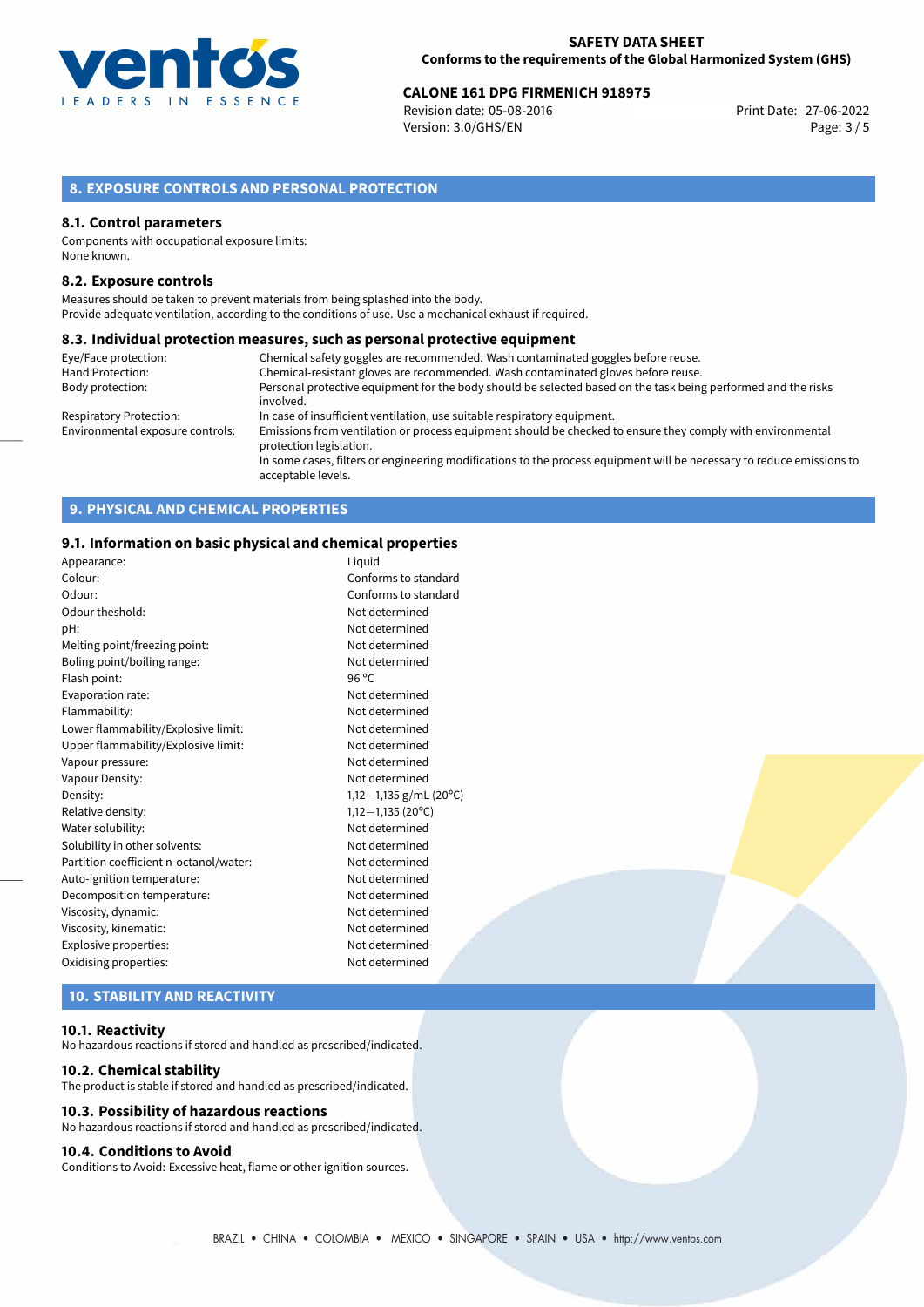## 8. EXPOSURE CONTROLS AND PERSONAL PROTECTION

### 8.1. Control parameters

Components with occupational exposure limits:
None known.

### 8.2. Exposure controls

Measures should be taken to prevent materials from being splashed into the body.
Provide adequate ventilation, according to the conditions of use. Use a mechanical exhaust if required.

### 8.3. Individual protection measures, such as personal protective equipment

| | |
|---|---|
| Eye/Face protection: | Chemical safety goggles are recommended. Wash contaminated goggles before reuse. |
| Hand Protection: | Chemical-resistant gloves are recommended. Wash contaminated gloves before reuse. |
| Body protection: | Personal protective equipment for the body should be selected based on the task being performed and the risks involved. |
| Respiratory Protection: | In case of insufficient ventilation, use suitable respiratory equipment. |
| Environmental exposure controls: | Emissions from ventilation or process equipment should be checked to ensure they comply with environmental protection legislation.<br>In some cases, filters or engineering modifications to the process equipment will be necessary to reduce emissions to acceptable levels. |

## 9. PHYSICAL AND CHEMICAL PROPERTIES

### 9.1. Information on basic physical and chemical properties

| | |
|---|---|
| Appearance: | Liquid |
| Colour: | Conforms to standard |
| Odour: | Conforms to standard |
| Odour theshold: | Not determined |
| pH: | Not determined |
| Melting point/freezing point: | Not determined |
| Boling point/boiling range: | Not determined |
| Flash point: | 96 °C |
| Evaporation rate: | Not determined |
| Flammability: | Not determined |
| Lower flammability/Explosive limit: | Not determined |
| Upper flammability/Explosive limit: | Not determined |
| Vapour pressure: | Not determined |
| Vapour Density: | Not determined |
| Density: | 1,12—1,135 g/mL (20°C) |
| Relative density: | 1,12—1,135 (20°C) |
| Water solubility: | Not determined |
| Solubility in other solvents: | Not determined |
| Partition coefficient n-octanol/water: | Not determined |
| Auto-ignition temperature: | Not determined |
| Decomposition temperature: | Not determined |
| Viscosity, dynamic: | Not determined |
| Viscosity, kinematic: | Not determined |
| Explosive properties: | Not determined |
| Oxidising properties: | Not determined |

## 10. STABILITY AND REACTIVITY

### 10.1. Reactivity

No hazardous reactions if stored and handled as prescribed/indicated.

### 10.2. Chemical stability

The product is stable if stored and handled as prescribed/indicated.

### 10.3. Possibility of hazardous reactions

No hazardous reactions if stored and handled as prescribed/indicated.

### 10.4. Conditions to Avoid

Conditions to Avoid: Excessive heat, flame or other ignition sources.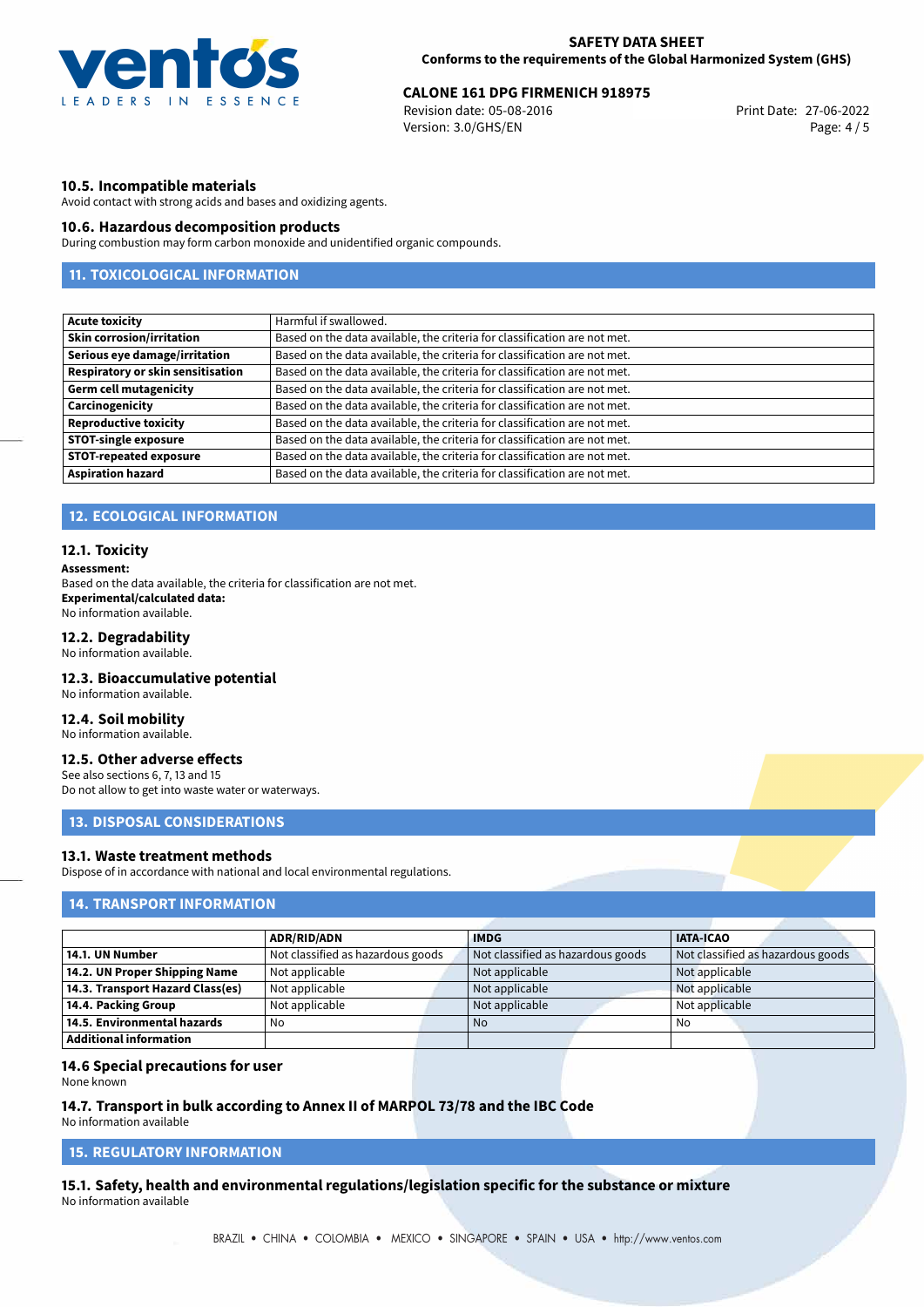### 10.5. Incompatible materials

Avoid contact with strong acids and bases and oxidizing agents.

### 10.6. Hazardous decomposition products

During combustion may form carbon monoxide and unidentified organic compounds.

## 11. TOXICOLOGICAL INFORMATION

| | |
|---|---|
| **Acute toxicity** | Harmful if swallowed. |
| **Skin corrosion/irritation** | Based on the data available, the criteria for classification are not met. |
| **Serious eye damage/irritation** | Based on the data available, the criteria for classification are not met. |
| **Respiratory or skin sensitisation** | Based on the data available, the criteria for classification are not met. |
| **Germ cell mutagenicity** | Based on the data available, the criteria for classification are not met. |
| **Carcinogenicity** | Based on the data available, the criteria for classification are not met. |
| **Reproductive toxicity** | Based on the data available, the criteria for classification are not met. |
| **STOT-single exposure** | Based on the data available, the criteria for classification are not met. |
| **STOT-repeated exposure** | Based on the data available, the criteria for classification are not met. |
| **Aspiration hazard** | Based on the data available, the criteria for classification are not met. |

## 12. ECOLOGICAL INFORMATION

### 12.1. Toxicity

**Assessment:**
Based on the data available, the criteria for classification are not met.
**Experimental/calculated data:**
No information available.

### 12.2. Degradability

No information available.

### 12.3. Bioaccumulative potential

No information available.

### 12.4. Soil mobility

No information available.

### 12.5. Other adverse effects

See also sections 6, 7, 13 and 15
Do not allow to get into waste water or waterways.

## 13. DISPOSAL CONSIDERATIONS

### 13.1. Waste treatment methods

Dispose of in accordance with national and local environmental regulations.

## 14. TRANSPORT INFORMATION

| | ADR/RID/ADN | IMDG | IATA-ICAO |
|---|---|---|---|
| **14.1. UN Number** | Not classified as hazardous goods | Not classified as hazardous goods | Not classified as hazardous goods |
| **14.2. UN Proper Shipping Name** | Not applicable | Not applicable | Not applicable |
| **14.3. Transport Hazard Class(es)** | Not applicable | Not applicable | Not applicable |
| **14.4. Packing Group** | Not applicable | Not applicable | Not applicable |
| **14.5. Environmental hazards** | No | No | No |
| **Additional information** | | | |

### 14.6 Special precautions for user

None known

### 14.7. Transport in bulk according to Annex II of MARPOL 73/78 and the IBC Code

No information available

## 15. REGULATORY INFORMATION

### 15.1. Safety, health and environmental regulations/legislation specific for the substance or mixture

No information available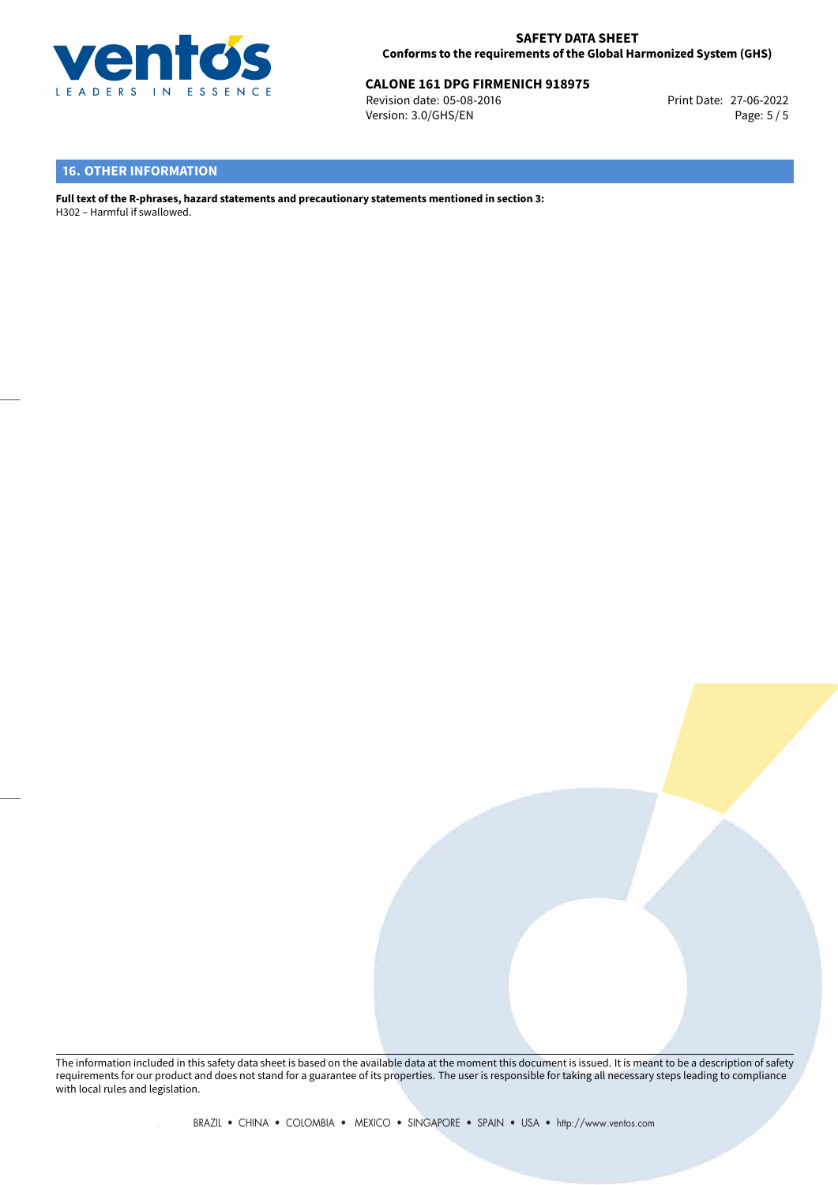## 16. OTHER INFORMATION

**Full text of the R-phrases, hazard statements and precautionary statements mentioned in section 3:**
H302 – Harmful if swallowed.

The information included in this safety data sheet is based on the available data at the moment this document is issued. It is meant to be a description of safety requirements for our product and does not stand for a guarantee of its properties. The user is responsible for taking all necessary steps leading to compliance with local rules and legislation.